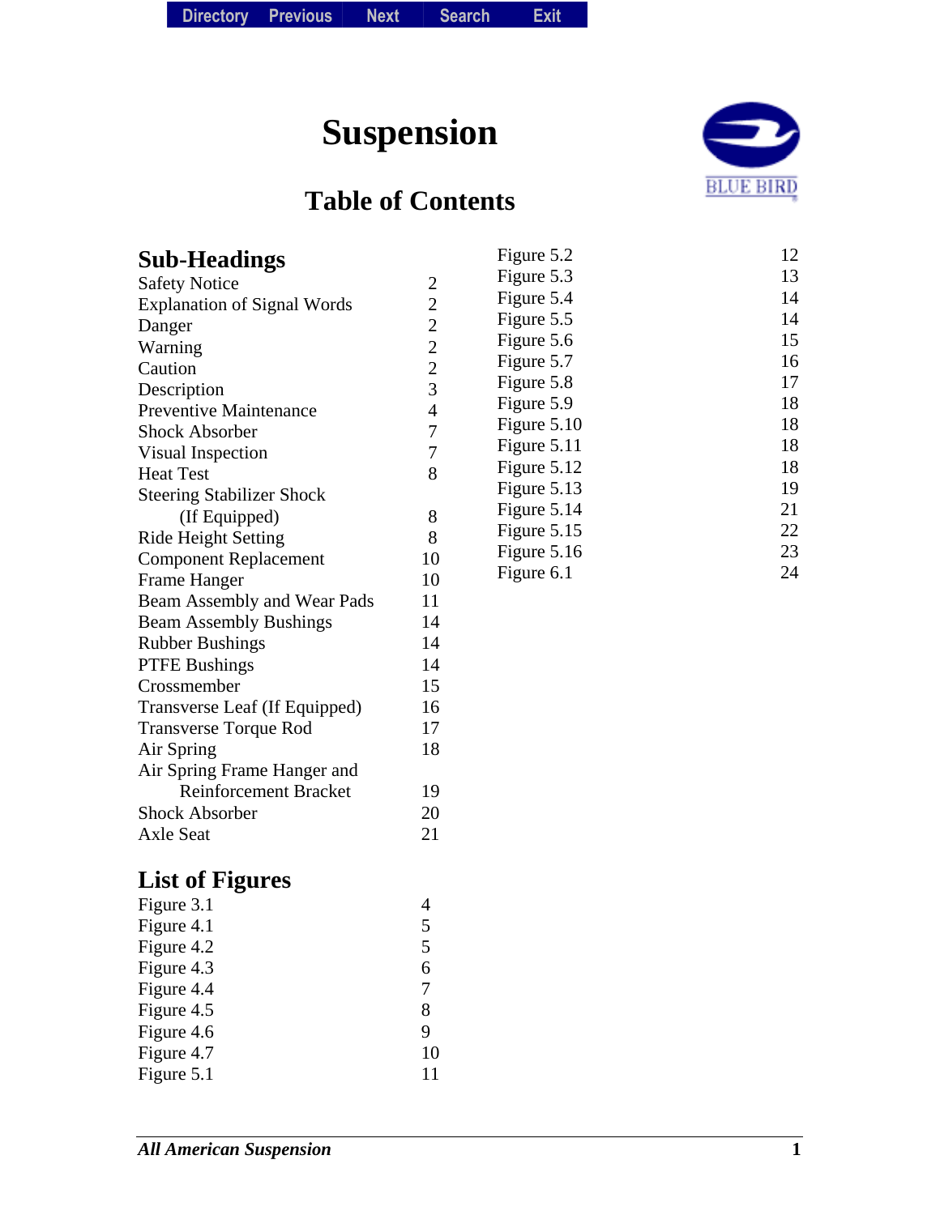# Suspension

## Table of Contents

### Sub-Headings

| | |
|---|---|
| Safety Notice | 2 |
| Explanation of Signal Words | 2 |
| Danger | 2 |
| Warning | 2 |
| Caution | 2 |
| Description | 3 |
| Preventive Maintenance | 4 |
| Shock Absorber | 7 |
| Visual Inspection | 7 |
| Heat Test | 8 |
| Steering Stabilizer Shock (If Equipped) | 8 |
| Ride Height Setting | 8 |
| Component Replacement | 10 |
| Frame Hanger | 10 |
| Beam Assembly and Wear Pads | 11 |
| Beam Assembly Bushings | 14 |
| Rubber Bushings | 14 |
| PTFE Bushings | 14 |
| Crossmember | 15 |
| Transverse Leaf (If Equipped) | 16 |
| Transverse Torque Rod | 17 |
| Air Spring | 18 |
| Air Spring Frame Hanger and Reinforcement Bracket | 19 |
| Shock Absorber | 20 |
| Axle Seat | 21 |

### List of Figures

| | |
|---|---|
| Figure 3.1 | 4 |
| Figure 4.1 | 5 |
| Figure 4.2 | 5 |
| Figure 4.3 | 6 |
| Figure 4.4 | 7 |
| Figure 4.5 | 8 |
| Figure 4.6 | 9 |
| Figure 4.7 | 10 |
| Figure 5.1 | 11 |
| Figure 5.2 | 12 |
| Figure 5.3 | 13 |
| Figure 5.4 | 14 |
| Figure 5.5 | 14 |
| Figure 5.6 | 15 |
| Figure 5.7 | 16 |
| Figure 5.8 | 17 |
| Figure 5.9 | 18 |
| Figure 5.10 | 18 |
| Figure 5.11 | 18 |
| Figure 5.12 | 18 |
| Figure 5.13 | 19 |
| Figure 5.14 | 21 |
| Figure 5.15 | 22 |
| Figure 5.16 | 23 |
| Figure 6.1 | 24 |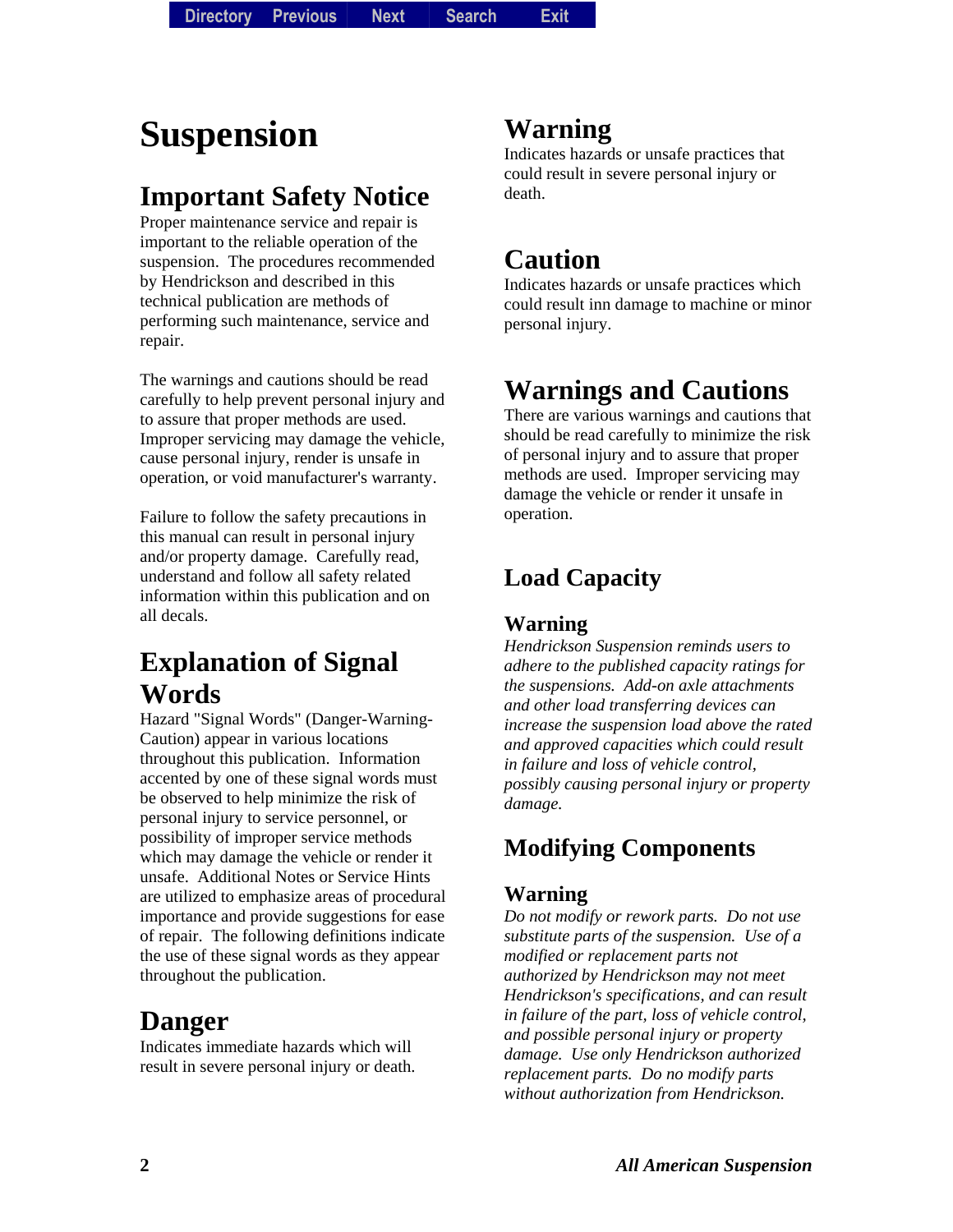# Suspension

## Important Safety Notice

Proper maintenance service and repair is important to the reliable operation of the suspension. The procedures recommended by Hendrickson and described in this technical publication are methods of performing such maintenance, service and repair.

The warnings and cautions should be read carefully to help prevent personal injury and to assure that proper methods are used. Improper servicing may damage the vehicle, cause personal injury, render is unsafe in operation, or void manufacturer's warranty.

Failure to follow the safety precautions in this manual can result in personal injury and/or property damage. Carefully read, understand and follow all safety related information within this publication and on all decals.

## Explanation of Signal Words

Hazard "Signal Words" (Danger-Warning-Caution) appear in various locations throughout this publication. Information accented by one of these signal words must be observed to help minimize the risk of personal injury to service personnel, or possibility of improper service methods which may damage the vehicle or render it unsafe. Additional Notes or Service Hints are utilized to emphasize areas of procedural importance and provide suggestions for ease of repair. The following definitions indicate the use of these signal words as they appear throughout the publication.

## Danger

Indicates immediate hazards which will result in severe personal injury or death.

## Warning

Indicates hazards or unsafe practices that could result in severe personal injury or death.

## Caution

Indicates hazards or unsafe practices which could result inn damage to machine or minor personal injury.

## Warnings and Cautions

There are various warnings and cautions that should be read carefully to minimize the risk of personal injury and to assure that proper methods are used. Improper servicing may damage the vehicle or render it unsafe in operation.

## Load Capacity

### Warning

*Hendrickson Suspension reminds users to adhere to the published capacity ratings for the suspensions. Add-on axle attachments and other load transferring devices can increase the suspension load above the rated and approved capacities which could result in failure and loss of vehicle control, possibly causing personal injury or property damage.*

## Modifying Components

### Warning

*Do not modify or rework parts. Do not use substitute parts of the suspension. Use of a modified or replacement parts not authorized by Hendrickson may not meet Hendrickson's specifications, and can result in failure of the part, loss of vehicle control, and possible personal injury or property damage. Use only Hendrickson authorized replacement parts. Do no modify parts without authorization from Hendrickson.*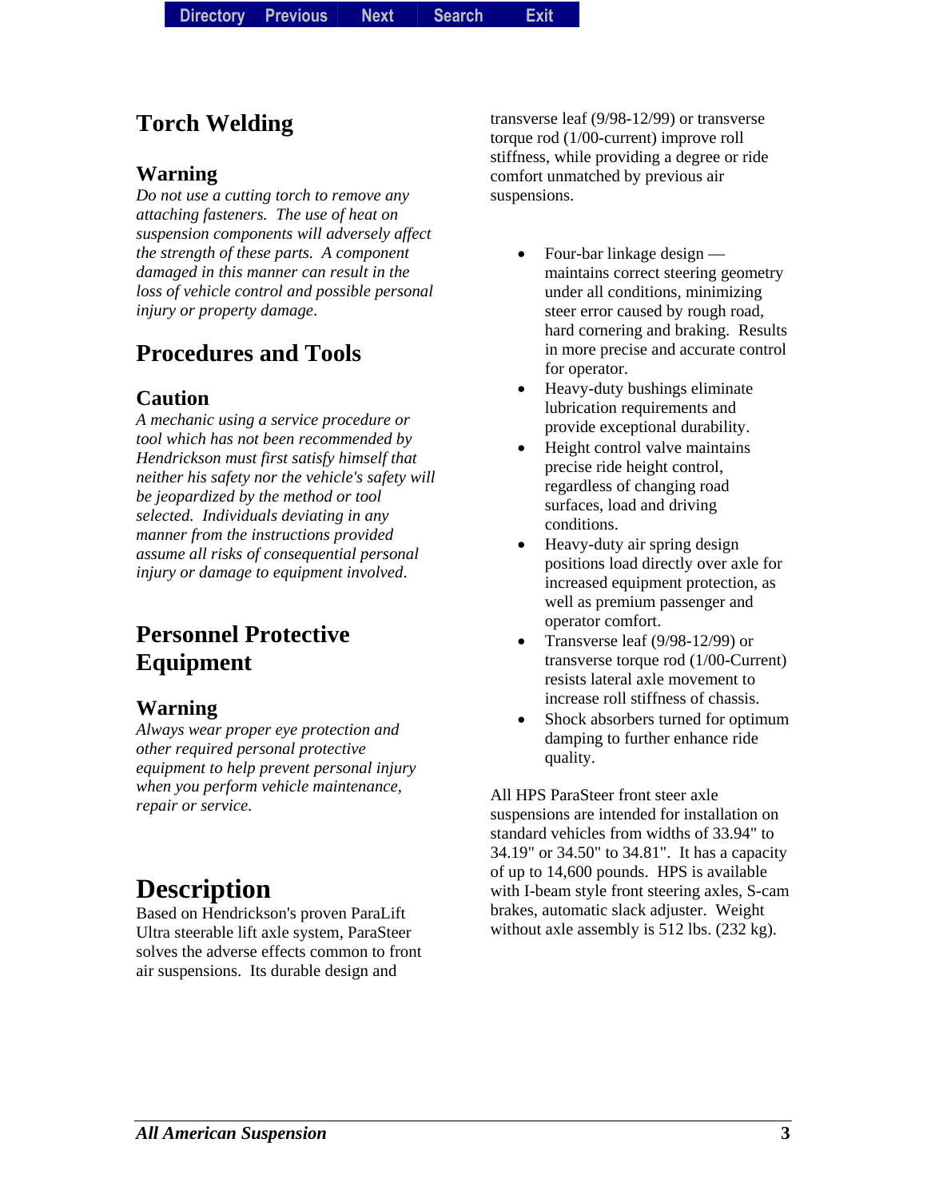## Torch Welding

### Warning

*Do not use a cutting torch to remove any attaching fasteners. The use of heat on suspension components will adversely affect the strength of these parts. A component damaged in this manner can result in the loss of vehicle control and possible personal injury or property damage.*

## Procedures and Tools

### Caution

*A mechanic using a service procedure or tool which has not been recommended by Hendrickson must first satisfy himself that neither his safety nor the vehicle's safety will be jeopardized by the method or tool selected. Individuals deviating in any manner from the instructions provided assume all risks of consequential personal injury or damage to equipment involved.*

## Personnel Protective Equipment

### Warning

*Always wear proper eye protection and other required personal protective equipment to help prevent personal injury when you perform vehicle maintenance, repair or service.*

# Description

Based on Hendrickson's proven ParaLift Ultra steerable lift axle system, ParaSteer solves the adverse effects common to front air suspensions. Its durable design and transverse leaf (9/98-12/99) or transverse torque rod (1/00-current) improve roll stiffness, while providing a degree or ride comfort unmatched by previous air suspensions.

- Four-bar linkage design — maintains correct steering geometry under all conditions, minimizing steer error caused by rough road, hard cornering and braking. Results in more precise and accurate control for operator.
- Heavy-duty bushings eliminate lubrication requirements and provide exceptional durability.
- Height control valve maintains precise ride height control, regardless of changing road surfaces, load and driving conditions.
- Heavy-duty air spring design positions load directly over axle for increased equipment protection, as well as premium passenger and operator comfort.
- Transverse leaf (9/98-12/99) or transverse torque rod (1/00-Current) resists lateral axle movement to increase roll stiffness of chassis.
- Shock absorbers turned for optimum damping to further enhance ride quality.

All HPS ParaSteer front steer axle suspensions are intended for installation on standard vehicles from widths of 33.94" to 34.19" or 34.50" to 34.81". It has a capacity of up to 14,600 pounds. HPS is available with I-beam style front steering axles, S-cam brakes, automatic slack adjuster. Weight without axle assembly is 512 lbs. (232 kg).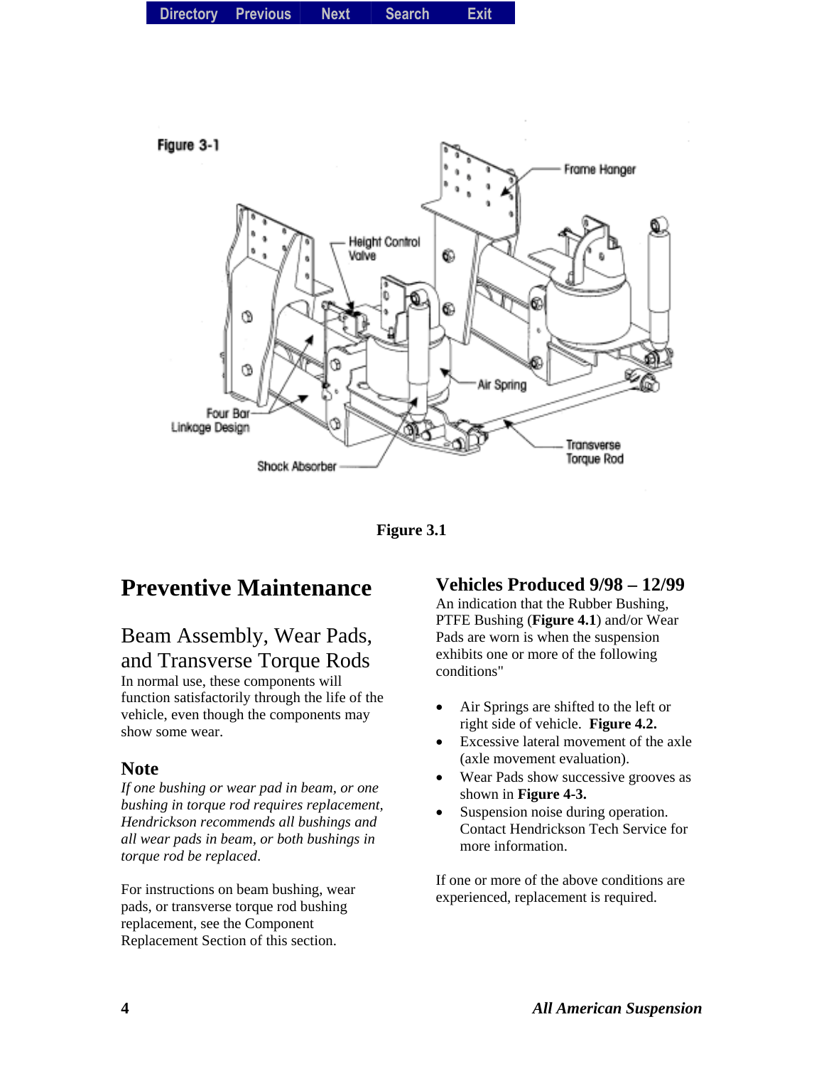Figure 3.1

# Preventive Maintenance

## Beam Assembly, Wear Pads, and Transverse Torque Rods

In normal use, these components will function satisfactorily through the life of the vehicle, even though the components may show some wear.

### Note

*If one bushing or wear pad in beam, or one bushing in torque rod requires replacement, Hendrickson recommends all bushings and all wear pads in beam, or both bushings in torque rod be replaced*.

For instructions on beam bushing, wear pads, or transverse torque rod bushing replacement, see the Component Replacement Section of this section.

### Vehicles Produced 9/98 – 12/99

An indication that the Rubber Bushing, PTFE Bushing (**Figure 4.1**) and/or Wear Pads are worn is when the suspension exhibits one or more of the following conditions"

- Air Springs are shifted to the left or right side of vehicle. **Figure 4.2.**
- Excessive lateral movement of the axle (axle movement evaluation).
- Wear Pads show successive grooves as shown in **Figure 4-3.**
- Suspension noise during operation. Contact Hendrickson Tech Service for more information.

If one or more of the above conditions are experienced, replacement is required.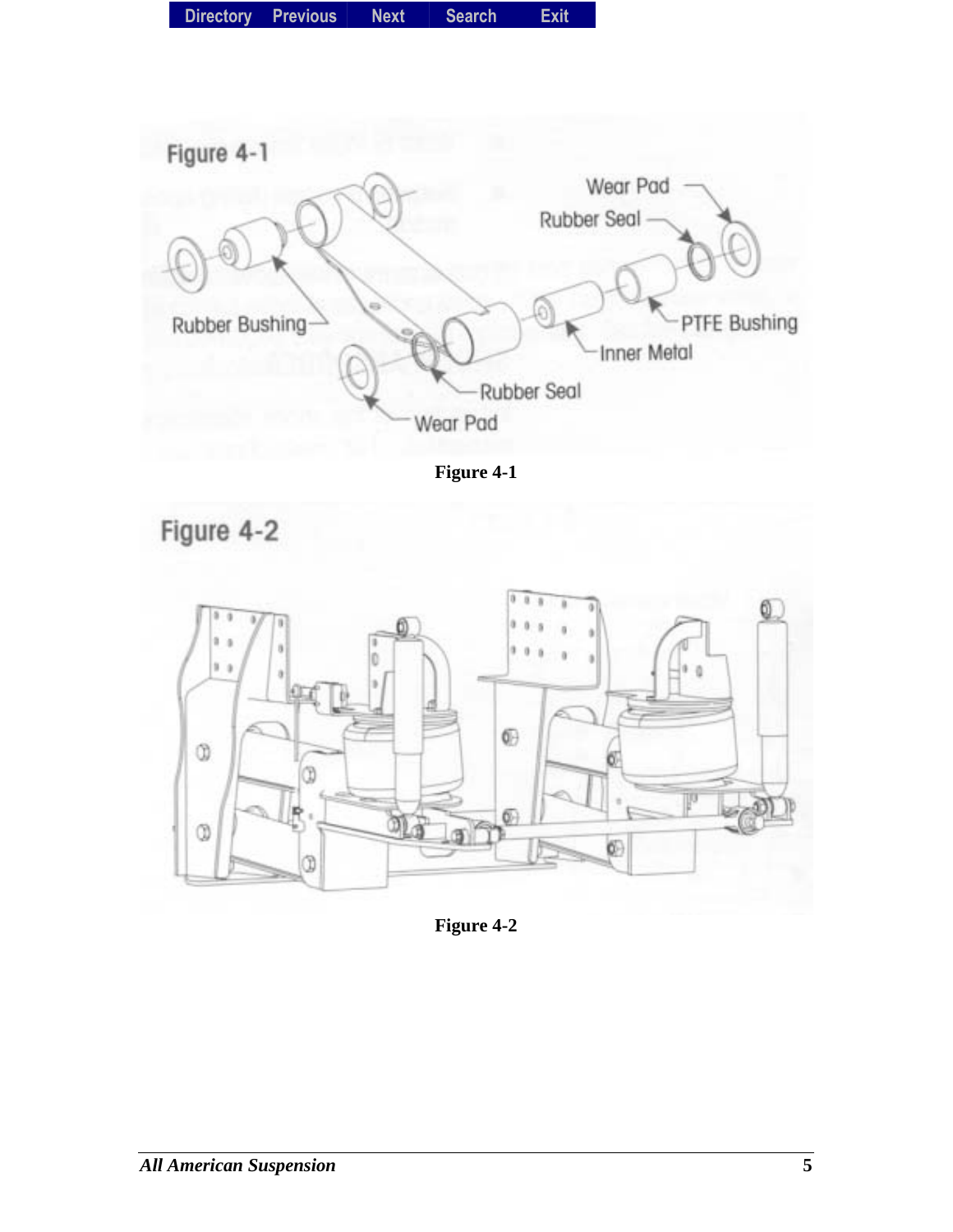Figure 4-1

Figure 4-2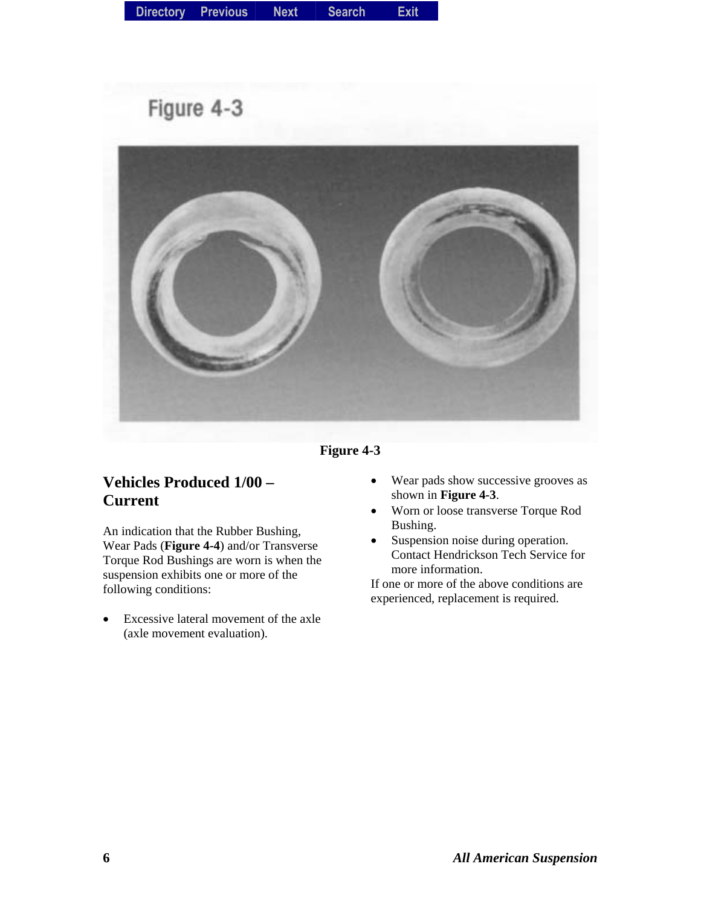Figure 4-3

## Vehicles Produced 1/00 – Current

An indication that the Rubber Bushing, Wear Pads (**Figure 4-4**) and/or Transverse Torque Rod Bushings are worn is when the suspension exhibits one or more of the following conditions:

- Excessive lateral movement of the axle (axle movement evaluation).
- Wear pads show successive grooves as shown in **Figure 4-3**.
- Worn or loose transverse Torque Rod Bushing.
- Suspension noise during operation. Contact Hendrickson Tech Service for more information.

If one or more of the above conditions are experienced, replacement is required.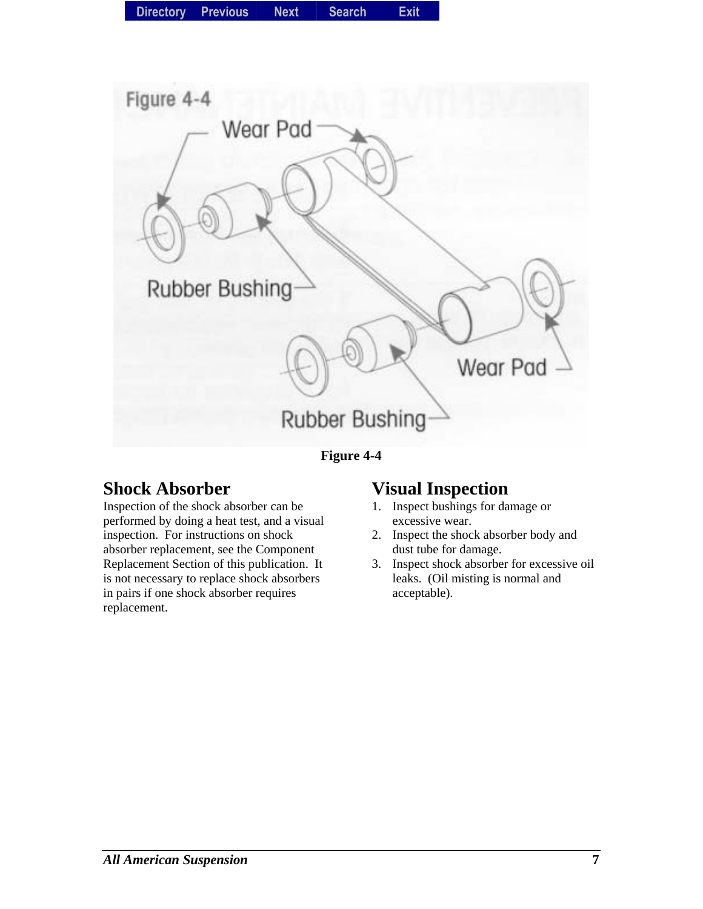Figure 4-4

## Shock Absorber

Inspection of the shock absorber can be performed by doing a heat test, and a visual inspection. For instructions on shock absorber replacement, see the Component Replacement Section of this publication. It is not necessary to replace shock absorbers in pairs if one shock absorber requires replacement.

## Visual Inspection

1. Inspect bushings for damage or excessive wear.
2. Inspect the shock absorber body and dust tube for damage.
3. Inspect shock absorber for excessive oil leaks. (Oil misting is normal and acceptable).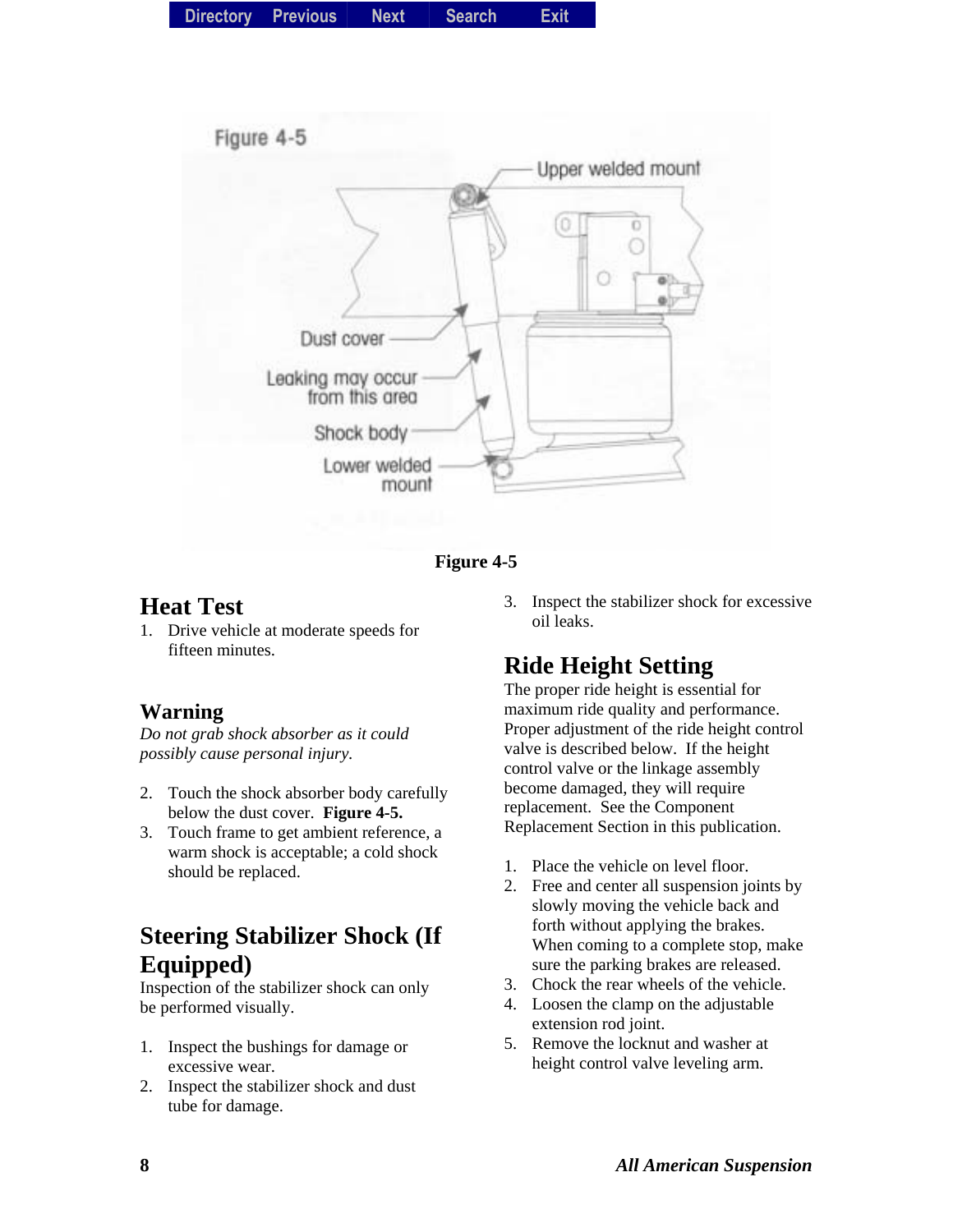Figure 4-5

## Heat Test

1. Drive vehicle at moderate speeds for fifteen minutes.

### Warning

*Do not grab shock absorber as it could possibly cause personal injury.*

2. Touch the shock absorber body carefully below the dust cover. **Figure 4-5.**
3. Touch frame to get ambient reference, a warm shock is acceptable; a cold shock should be replaced.

## Steering Stabilizer Shock (If Equipped)

Inspection of the stabilizer shock can only be performed visually.

1. Inspect the bushings for damage or excessive wear.
2. Inspect the stabilizer shock and dust tube for damage.
3. Inspect the stabilizer shock for excessive oil leaks.

## Ride Height Setting

The proper ride height is essential for maximum ride quality and performance. Proper adjustment of the ride height control valve is described below. If the height control valve or the linkage assembly become damaged, they will require replacement. See the Component Replacement Section in this publication.

1. Place the vehicle on level floor.
2. Free and center all suspension joints by slowly moving the vehicle back and forth without applying the brakes. When coming to a complete stop, make sure the parking brakes are released.
3. Chock the rear wheels of the vehicle.
4. Loosen the clamp on the adjustable extension rod joint.
5. Remove the locknut and washer at height control valve leveling arm.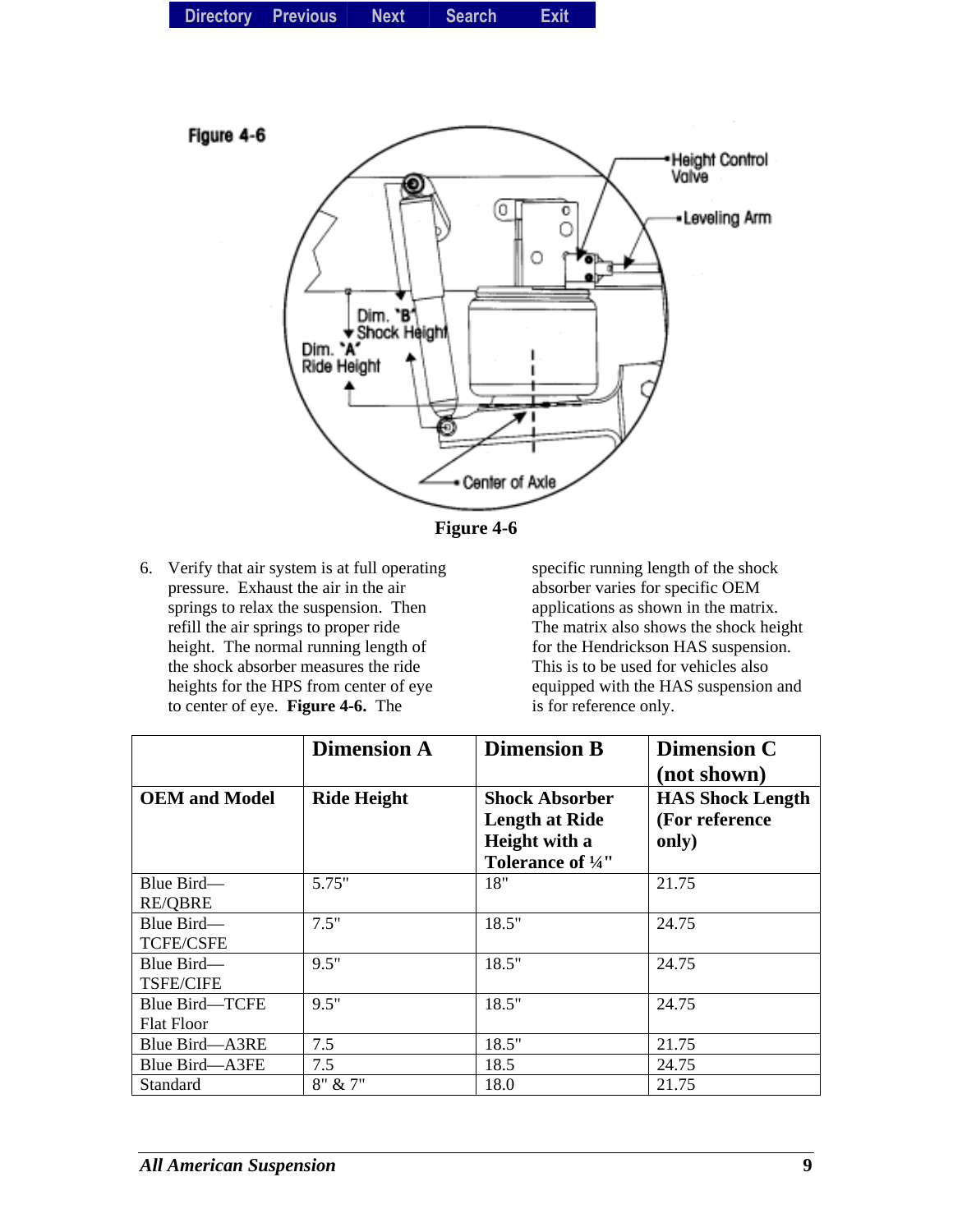Figure 4-6

Figure 4-6

6. Verify that air system is at full operating pressure. Exhaust the air in the air springs to relax the suspension. Then refill the air springs to proper ride height. The normal running length of the shock absorber measures the ride heights for the HPS from center of eye to center of eye. **Figure 4-6.** The specific running length of the shock absorber varies for specific OEM applications as shown in the matrix. The matrix also shows the shock height for the Hendrickson HAS suspension. This is to be used for vehicles also equipped with the HAS suspension and is for reference only.

| | **Dimension A** | **Dimension B** | **Dimension C (not shown)** |
|---|---|---|---|
| **OEM and Model** | **Ride Height** | **Shock Absorber Length at Ride Height with a Tolerance of ¼"** | **HAS Shock Length (For reference only)** |
| Blue Bird—RE/QBRE | 5.75" | 18" | 21.75 |
| Blue Bird—TCFE/CSFE | 7.5" | 18.5" | 24.75 |
| Blue Bird—TSFE/CIFE | 9.5" | 18.5" | 24.75 |
| Blue Bird—TCFE Flat Floor | 9.5" | 18.5" | 24.75 |
| Blue Bird—A3RE | 7.5 | 18.5" | 21.75 |
| Blue Bird—A3FE | 7.5 | 18.5 | 24.75 |
| Standard | 8" & 7" | 18.0 | 21.75 |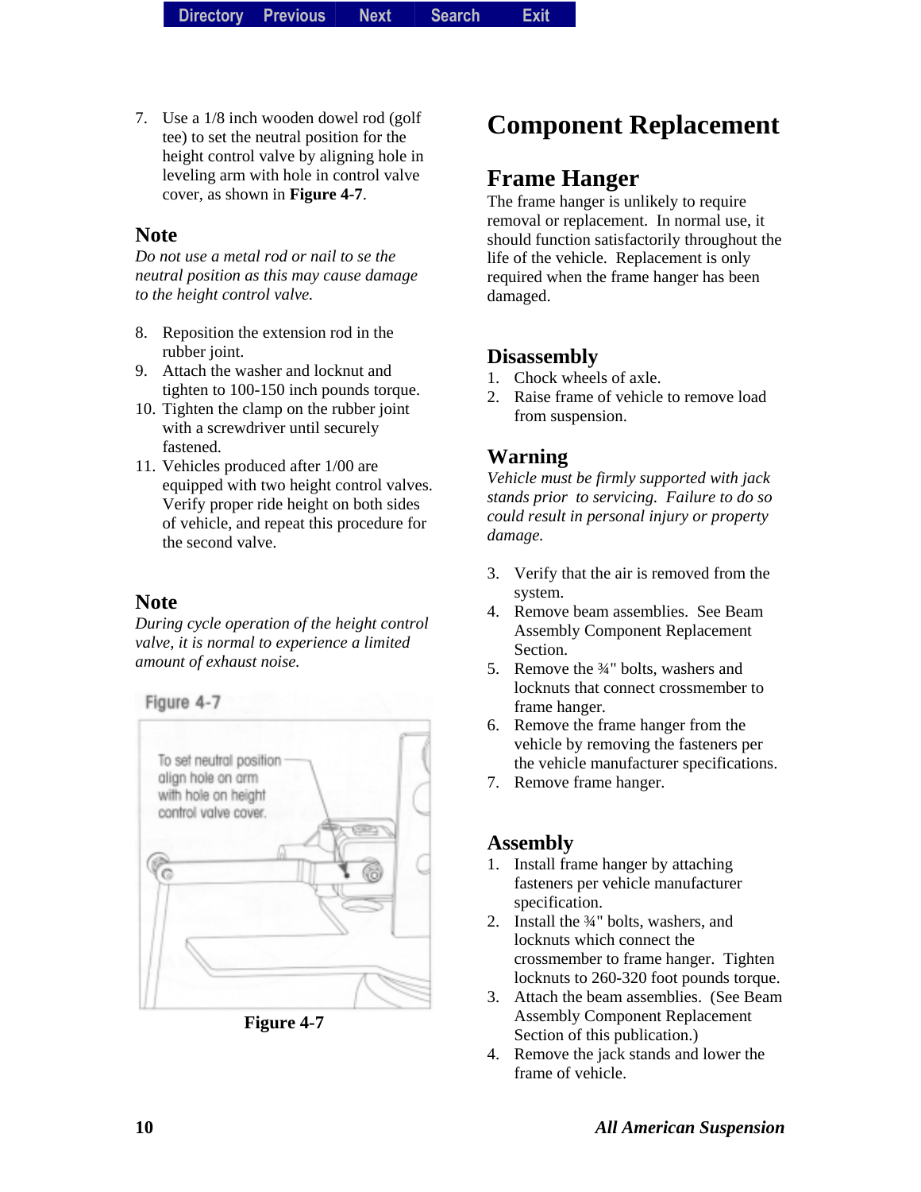7. Use a 1/8 inch wooden dowel rod (golf tee) to set the neutral position for the height control valve by aligning hole in leveling arm with hole in control valve cover, as shown in **Figure 4-7**.

### Note

*Do not use a metal rod or nail to se the neutral position as this may cause damage to the height control valve.*

8. Reposition the extension rod in the rubber joint.
9. Attach the washer and locknut and tighten to 100-150 inch pounds torque.
10. Tighten the clamp on the rubber joint with a screwdriver until securely fastened.
11. Vehicles produced after 1/00 are equipped with two height control valves. Verify proper ride height on both sides of vehicle, and repeat this procedure for the second valve.

### Note

*During cycle operation of the height control valve, it is normal to experience a limited amount of exhaust noise.*

Figure 4-7

To set neutral position align hole on arm with hole on height control valve cover.

**Figure 4-7**

# Component Replacement

## Frame Hanger

The frame hanger is unlikely to require removal or replacement. In normal use, it should function satisfactorily throughout the life of the vehicle. Replacement is only required when the frame hanger has been damaged.

### Disassembly

1. Chock wheels of axle.
2. Raise frame of vehicle to remove load from suspension.

### Warning

*Vehicle must be firmly supported with jack stands prior to servicing. Failure to do so could result in personal injury or property damage.*

3. Verify that the air is removed from the system.
4. Remove beam assemblies. See Beam Assembly Component Replacement Section.
5. Remove the ¾" bolts, washers and locknuts that connect crossmember to frame hanger.
6. Remove the frame hanger from the vehicle by removing the fasteners per the vehicle manufacturer specifications.
7. Remove frame hanger.

### Assembly

1. Install frame hanger by attaching fasteners per vehicle manufacturer specification.
2. Install the ¾" bolts, washers, and locknuts which connect the crossmember to frame hanger. Tighten locknuts to 260-320 foot pounds torque.
3. Attach the beam assemblies. (See Beam Assembly Component Replacement Section of this publication.)
4. Remove the jack stands and lower the frame of vehicle.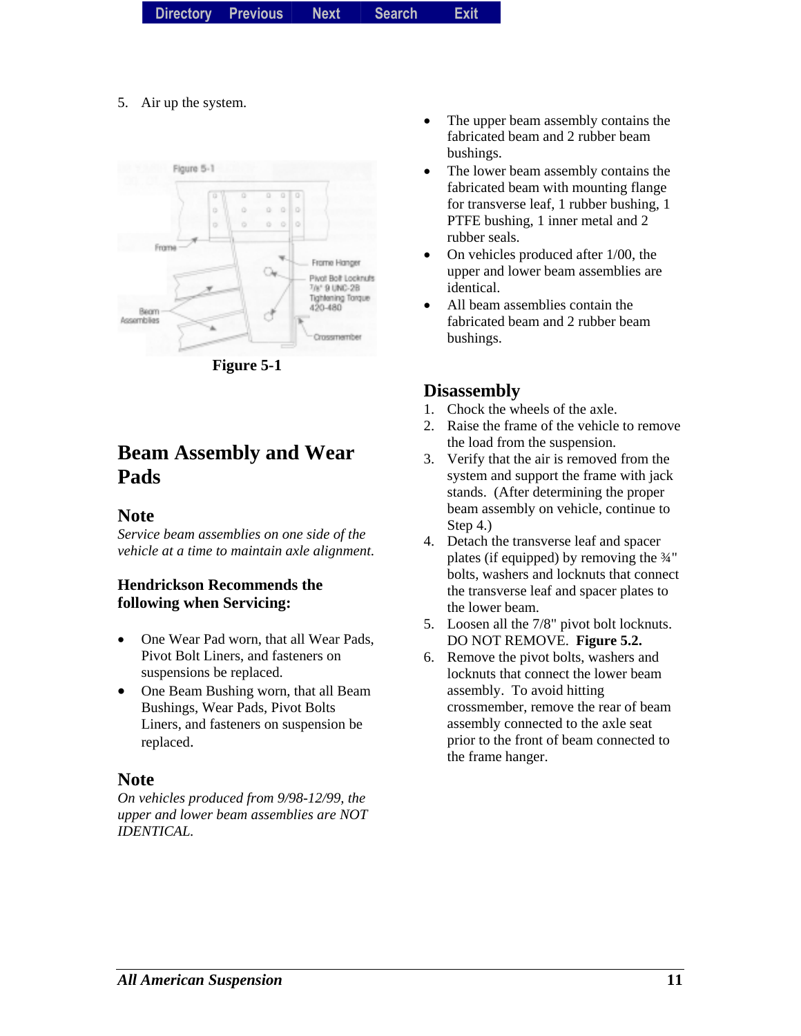5. Air up the system.

Figure 5-1

# Beam Assembly and Wear Pads

## Note

*Service beam assemblies on one side of the vehicle at a time to maintain axle alignment.*

### Hendrickson Recommends the following when Servicing:

- One Wear Pad worn, that all Wear Pads, Pivot Bolt Liners, and fasteners on suspensions be replaced.
- One Beam Bushing worn, that all Beam Bushings, Wear Pads, Pivot Bolts Liners, and fasteners on suspension be replaced.

## Note

*On vehicles produced from 9/98-12/99, the upper and lower beam assemblies are NOT IDENTICAL.*

- The upper beam assembly contains the fabricated beam and 2 rubber beam bushings.
- The lower beam assembly contains the fabricated beam with mounting flange for transverse leaf, 1 rubber bushing, 1 PTFE bushing, 1 inner metal and 2 rubber seals.
- On vehicles produced after 1/00, the upper and lower beam assemblies are identical.
- All beam assemblies contain the fabricated beam and 2 rubber beam bushings.

## Disassembly

1. Chock the wheels of the axle.
2. Raise the frame of the vehicle to remove the load from the suspension.
3. Verify that the air is removed from the system and support the frame with jack stands. (After determining the proper beam assembly on vehicle, continue to Step 4.)
4. Detach the transverse leaf and spacer plates (if equipped) by removing the ¾" bolts, washers and locknuts that connect the transverse leaf and spacer plates to the lower beam.
5. Loosen all the 7/8" pivot bolt locknuts. DO NOT REMOVE. **Figure 5.2.**
6. Remove the pivot bolts, washers and locknuts that connect the lower beam assembly. To avoid hitting crossmember, remove the rear of beam assembly connected to the axle seat prior to the front of beam connected to the frame hanger.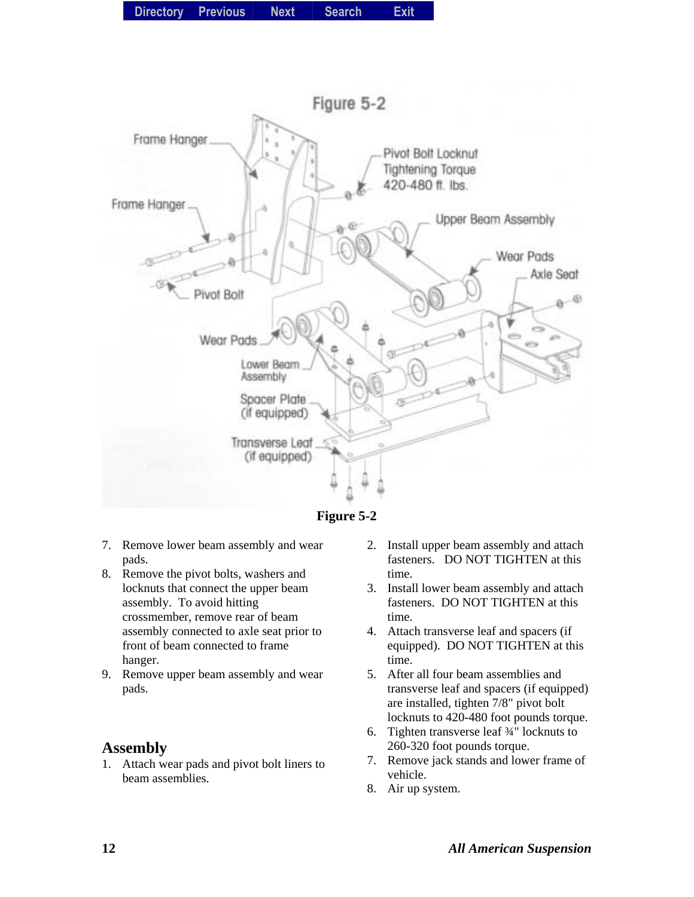Figure 5-2

7. Remove lower beam assembly and wear pads.
8. Remove the pivot bolts, washers and locknuts that connect the upper beam assembly. To avoid hitting crossmember, remove rear of beam assembly connected to axle seat prior to front of beam connected to frame hanger.
9. Remove upper beam assembly and wear pads.

## Assembly

1. Attach wear pads and pivot bolt liners to beam assemblies.
2. Install upper beam assembly and attach fasteners. DO NOT TIGHTEN at this time.
3. Install lower beam assembly and attach fasteners. DO NOT TIGHTEN at this time.
4. Attach transverse leaf and spacers (if equipped). DO NOT TIGHTEN at this time.
5. After all four beam assemblies and transverse leaf and spacers (if equipped) are installed, tighten 7/8" pivot bolt locknuts to 420-480 foot pounds torque.
6. Tighten transverse leaf ¾" locknuts to 260-320 foot pounds torque.
7. Remove jack stands and lower frame of vehicle.
8. Air up system.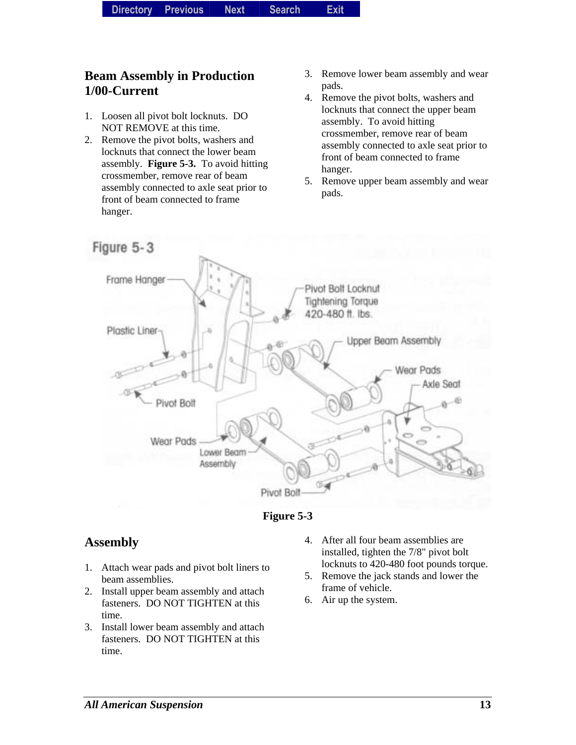## Beam Assembly in Production 1/00-Current

1. Loosen all pivot bolt locknuts. DO NOT REMOVE at this time.
2. Remove the pivot bolts, washers and locknuts that connect the lower beam assembly. **Figure 5-3.** To avoid hitting crossmember, remove rear of beam assembly connected to axle seat prior to front of beam connected to frame hanger.
3. Remove lower beam assembly and wear pads.
4. Remove the pivot bolts, washers and locknuts that connect the upper beam assembly. To avoid hitting crossmember, remove rear of beam assembly connected to axle seat prior to front of beam connected to frame hanger.
5. Remove upper beam assembly and wear pads.

**Figure 5-3**

## Assembly

1. Attach wear pads and pivot bolt liners to beam assemblies.
2. Install upper beam assembly and attach fasteners. DO NOT TIGHTEN at this time.
3. Install lower beam assembly and attach fasteners. DO NOT TIGHTEN at this time.
4. After all four beam assemblies are installed, tighten the 7/8" pivot bolt locknuts to 420-480 foot pounds torque.
5. Remove the jack stands and lower the frame of vehicle.
6. Air up the system.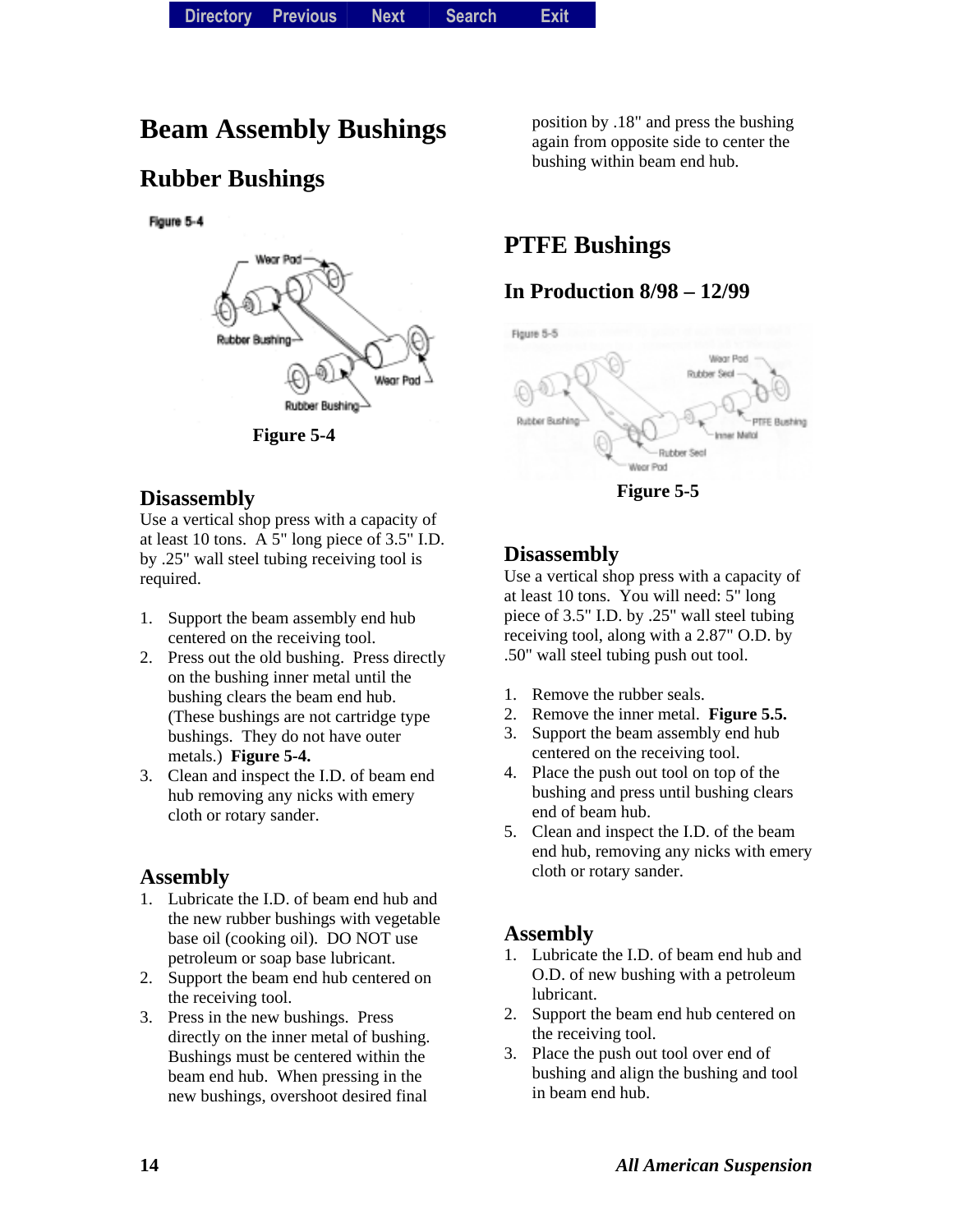# Beam Assembly Bushings

## Rubber Bushings

Figure 5-4

## Disassembly

Use a vertical shop press with a capacity of at least 10 tons. A 5" long piece of 3.5" I.D. by .25" wall steel tubing receiving tool is required.

1. Support the beam assembly end hub centered on the receiving tool.
2. Press out the old bushing. Press directly on the bushing inner metal until the bushing clears the beam end hub. (These bushings are not cartridge type bushings. They do not have outer metals.) **Figure 5-4.**
3. Clean and inspect the I.D. of beam end hub removing any nicks with emery cloth or rotary sander.

## Assembly

1. Lubricate the I.D. of beam end hub and the new rubber bushings with vegetable base oil (cooking oil). DO NOT use petroleum or soap base lubricant.
2. Support the beam end hub centered on the receiving tool.
3. Press in the new bushings. Press directly on the inner metal of bushing. Bushings must be centered within the beam end hub. When pressing in the new bushings, overshoot desired final position by .18" and press the bushing again from opposite side to center the bushing within beam end hub.

## PTFE Bushings

### In Production 8/98 – 12/99

Figure 5-5

## Disassembly

Use a vertical shop press with a capacity of at least 10 tons. You will need: 5" long piece of 3.5" I.D. by .25" wall steel tubing receiving tool, along with a 2.87" O.D. by .50" wall steel tubing push out tool.

1. Remove the rubber seals.
2. Remove the inner metal. **Figure 5.5.**
3. Support the beam assembly end hub centered on the receiving tool.
4. Place the push out tool on top of the bushing and press until bushing clears end of beam hub.
5. Clean and inspect the I.D. of the beam end hub, removing any nicks with emery cloth or rotary sander.

## Assembly

1. Lubricate the I.D. of beam end hub and O.D. of new bushing with a petroleum lubricant.
2. Support the beam end hub centered on the receiving tool.
3. Place the push out tool over end of bushing and align the bushing and tool in beam end hub.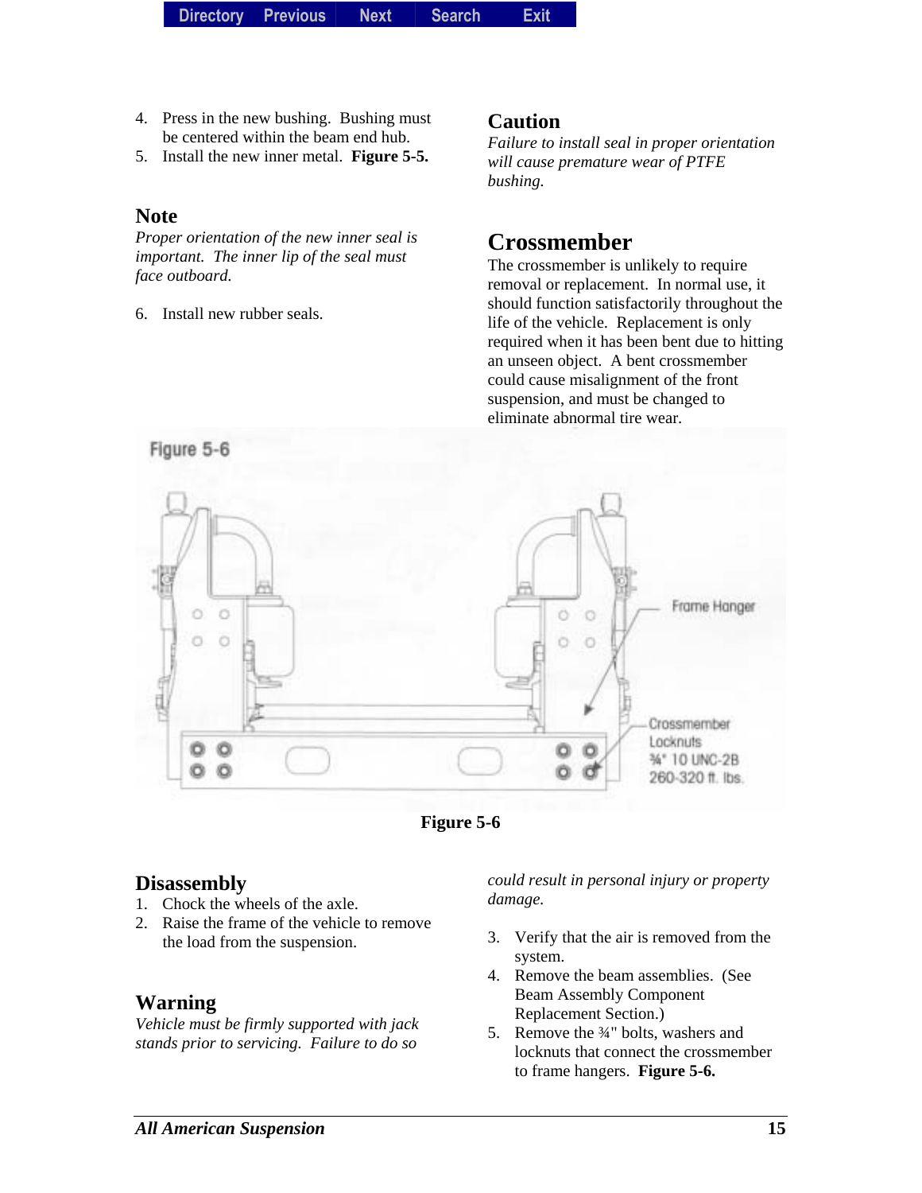4. Press in the new bushing. Bushing must be centered within the beam end hub.
5. Install the new inner metal. **Figure 5-5.**

### Note

*Proper orientation of the new inner seal is important. The inner lip of the seal must face outboard.*

6. Install new rubber seals.

### Caution

*Failure to install seal in proper orientation will cause premature wear of PTFE bushing.*

## Crossmember

The crossmember is unlikely to require removal or replacement. In normal use, it should function satisfactorily throughout the life of the vehicle. Replacement is only required when it has been bent due to hitting an unseen object. A bent crossmember could cause misalignment of the front suspension, and must be changed to eliminate abnormal tire wear.

Figure 5-6

Frame Hanger

Crossmember Locknuts ¾" 10 UNC-2B 260-320 ft. lbs.

**Figure 5-6**

## Disassembly

1. Chock the wheels of the axle.
2. Raise the frame of the vehicle to remove the load from the suspension.

### Warning

*Vehicle must be firmly supported with jack stands prior to servicing. Failure to do so could result in personal injury or property damage.*

3. Verify that the air is removed from the system.
4. Remove the beam assemblies. (See Beam Assembly Component Replacement Section.)
5. Remove the ¾" bolts, washers and locknuts that connect the crossmember to frame hangers. **Figure 5-6.**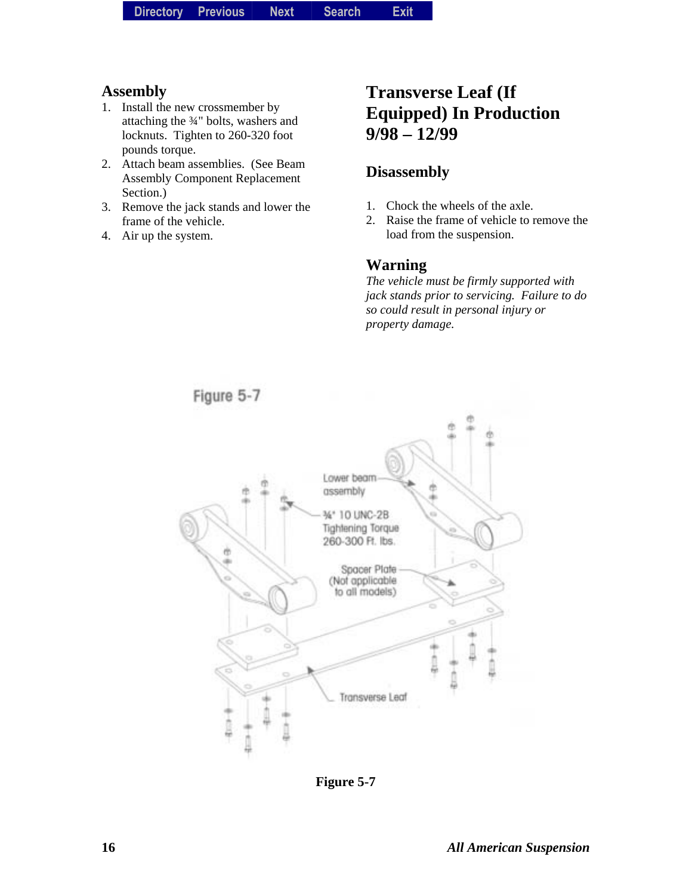## Assembly

1. Install the new crossmember by attaching the ¾" bolts, washers and locknuts. Tighten to 260-320 foot pounds torque.
2. Attach beam assemblies. (See Beam Assembly Component Replacement Section.)
3. Remove the jack stands and lower the frame of the vehicle.
4. Air up the system.

# Transverse Leaf (If Equipped) In Production 9/98 – 12/99

## Disassembly

1. Chock the wheels of the axle.
2. Raise the frame of vehicle to remove the load from the suspension.

## Warning

*The vehicle must be firmly supported with jack stands prior to servicing. Failure to do so could result in personal injury or property damage.*

**Figure 5-7**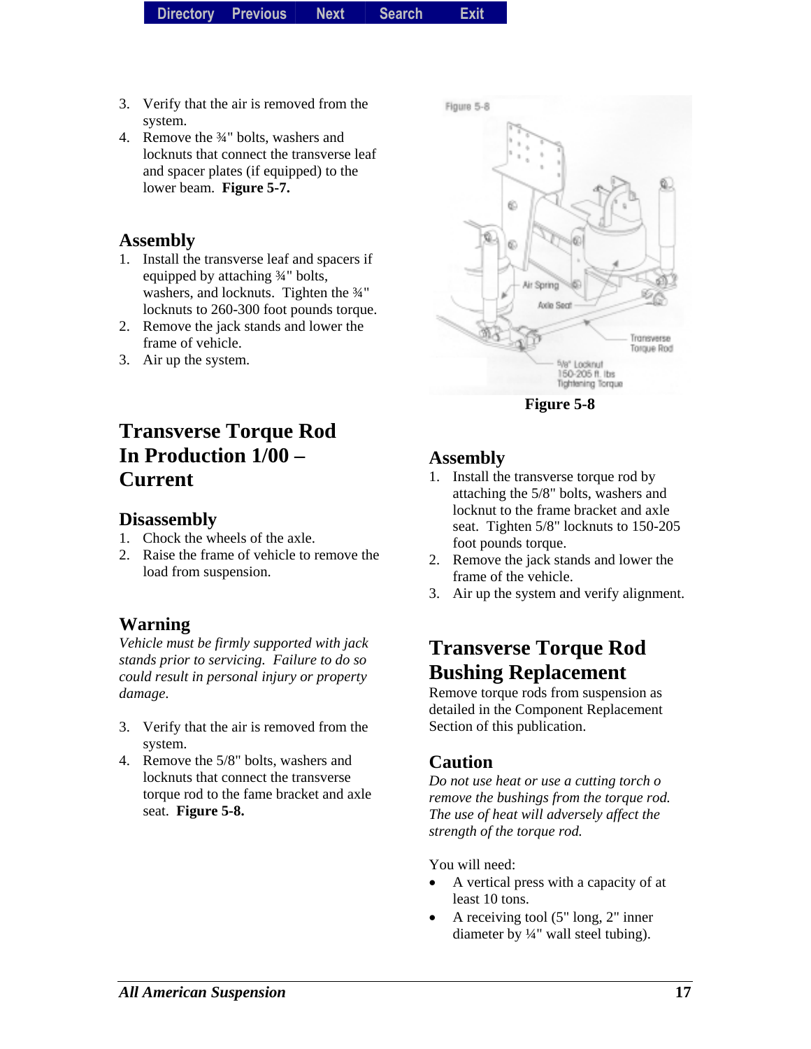3. Verify that the air is removed from the system.
4. Remove the ¾" bolts, washers and locknuts that connect the transverse leaf and spacer plates (if equipped) to the lower beam. **Figure 5-7.**

## Assembly

1. Install the transverse leaf and spacers if equipped by attaching ¾" bolts, washers, and locknuts. Tighten the ¾" locknuts to 260-300 foot pounds torque.
2. Remove the jack stands and lower the frame of vehicle.
3. Air up the system.

# Transverse Torque Rod In Production 1/00 – Current

## Disassembly

1. Chock the wheels of the axle.
2. Raise the frame of vehicle to remove the load from suspension.

## Warning

*Vehicle must be firmly supported with jack stands prior to servicing. Failure to do so could result in personal injury or property damage.*

3. Verify that the air is removed from the system.
4. Remove the 5/8" bolts, washers and locknuts that connect the transverse torque rod to the fame bracket and axle seat. **Figure 5-8.**

**Figure 5-8**

## Assembly

1. Install the transverse torque rod by attaching the 5/8" bolts, washers and locknut to the frame bracket and axle seat. Tighten 5/8" locknuts to 150-205 foot pounds torque.
2. Remove the jack stands and lower the frame of the vehicle.
3. Air up the system and verify alignment.

# Transverse Torque Rod Bushing Replacement

Remove torque rods from suspension as detailed in the Component Replacement Section of this publication.

## Caution

*Do not use heat or use a cutting torch o remove the bushings from the torque rod. The use of heat will adversely affect the strength of the torque rod.*

You will need:

- A vertical press with a capacity of at least 10 tons.
- A receiving tool (5" long, 2" inner diameter by ¼" wall steel tubing).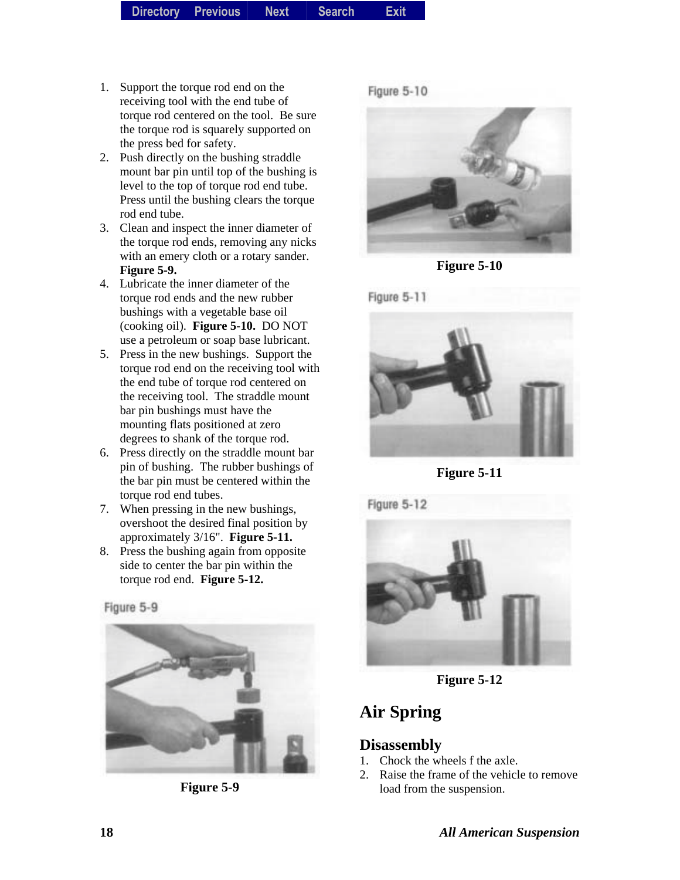1. Support the torque rod end on the receiving tool with the end tube of torque rod centered on the tool. Be sure the torque rod is squarely supported on the press bed for safety.
2. Push directly on the bushing straddle mount bar pin until top of the bushing is level to the top of torque rod end tube. Press until the bushing clears the torque rod end tube.
3. Clean and inspect the inner diameter of the torque rod ends, removing any nicks with an emery cloth or a rotary sander. **Figure 5-9.**
4. Lubricate the inner diameter of the torque rod ends and the new rubber bushings with a vegetable base oil (cooking oil). **Figure 5-10.** DO NOT use a petroleum or soap base lubricant.
5. Press in the new bushings. Support the torque rod end on the receiving tool with the end tube of torque rod centered on the receiving tool. The straddle mount bar pin bushings must have the mounting flats positioned at zero degrees to shank of the torque rod.
6. Press directly on the straddle mount bar pin of bushing. The rubber bushings of the bar pin must be centered within the torque rod end tubes.
7. When pressing in the new bushings, overshoot the desired final position by approximately 3/16". **Figure 5-11.**
8. Press the bushing again from opposite side to center the bar pin within the torque rod end. **Figure 5-12.**

Figure 5-9

**Figure 5-9**

Figure 5-10

**Figure 5-10**

Figure 5-11

**Figure 5-11**

Figure 5-12

**Figure 5-12**

# Air Spring

## Disassembly

1. Chock the wheels f the axle.
2. Raise the frame of the vehicle to remove load from the suspension.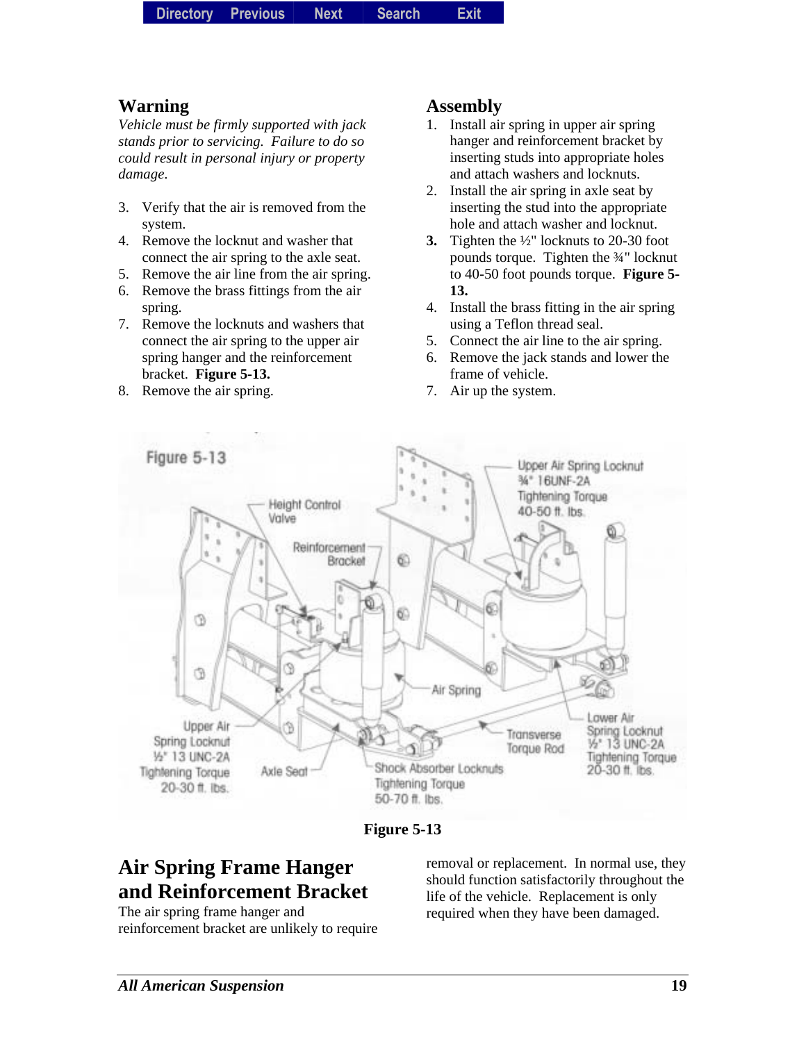## Warning

*Vehicle must be firmly supported with jack stands prior to servicing. Failure to do so could result in personal injury or property damage.*

3. Verify that the air is removed from the system.
4. Remove the locknut and washer that connect the air spring to the axle seat.
5. Remove the air line from the air spring.
6. Remove the brass fittings from the air spring.
7. Remove the locknuts and washers that connect the air spring to the upper air spring hanger and the reinforcement bracket. **Figure 5-13.**
8. Remove the air spring.

## Assembly

1. Install air spring in upper air spring hanger and reinforcement bracket by inserting studs into appropriate holes and attach washers and locknuts.
2. Install the air spring in axle seat by inserting the stud into the appropriate hole and attach washer and locknut.
3. Tighten the ½" locknuts to 20-30 foot pounds torque. Tighten the ¾" locknut to 40-50 foot pounds torque. **Figure 5-13.**
4. Install the brass fitting in the air spring using a Teflon thread seal.
5. Connect the air line to the air spring.
6. Remove the jack stands and lower the frame of vehicle.
7. Air up the system.

**Figure 5-13**

# Air Spring Frame Hanger and Reinforcement Bracket

The air spring frame hanger and reinforcement bracket are unlikely to require removal or replacement. In normal use, they should function satisfactorily throughout the life of the vehicle. Replacement is only required when they have been damaged.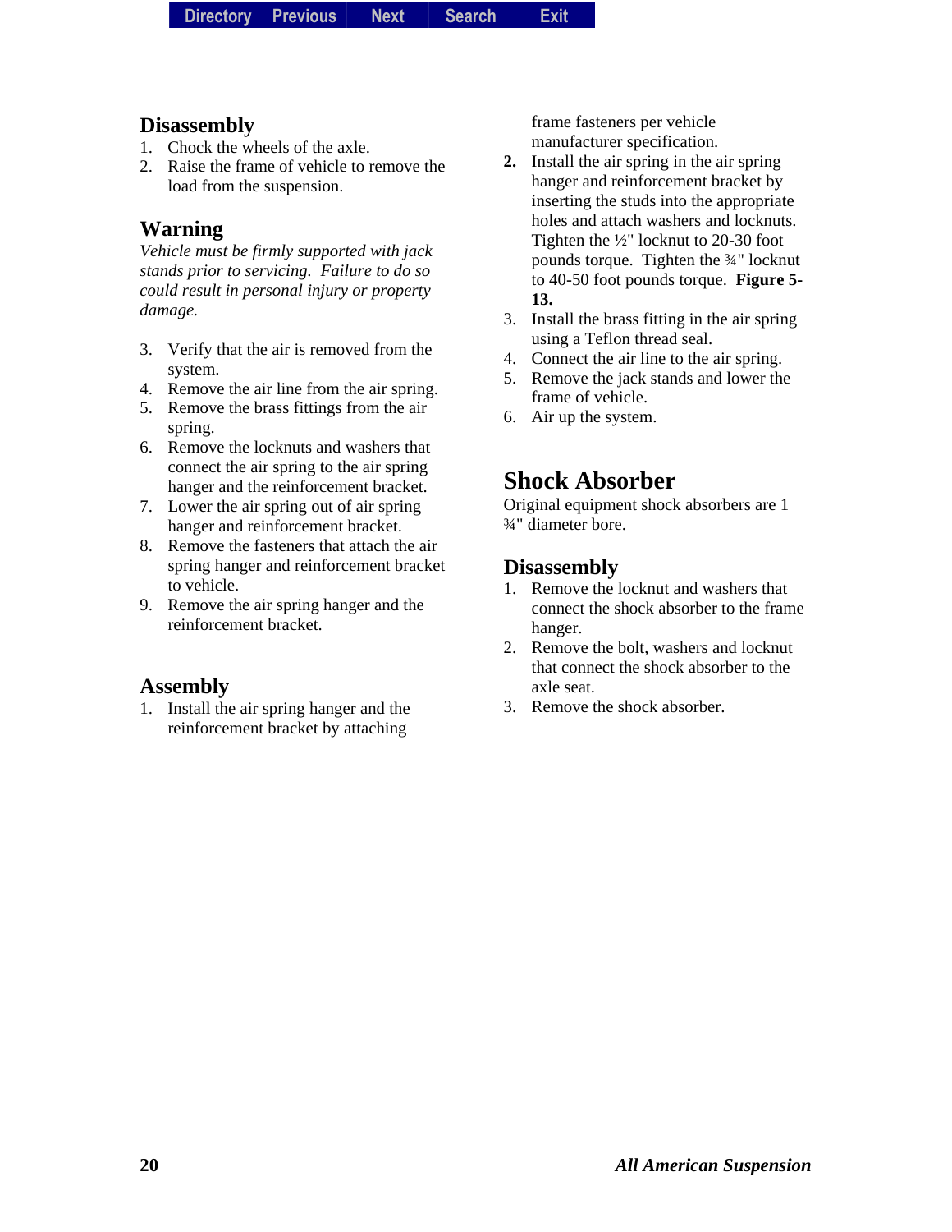## Disassembly

1. Chock the wheels of the axle.
2. Raise the frame of vehicle to remove the load from the suspension.

## Warning

*Vehicle must be firmly supported with jack stands prior to servicing. Failure to do so could result in personal injury or property damage.*

3. Verify that the air is removed from the system.
4. Remove the air line from the air spring.
5. Remove the brass fittings from the air spring.
6. Remove the locknuts and washers that connect the air spring to the air spring hanger and the reinforcement bracket.
7. Lower the air spring out of air spring hanger and reinforcement bracket.
8. Remove the fasteners that attach the air spring hanger and reinforcement bracket to vehicle.
9. Remove the air spring hanger and the reinforcement bracket.

## Assembly

1. Install the air spring hanger and the reinforcement bracket by attaching frame fasteners per vehicle manufacturer specification.
2. Install the air spring in the air spring hanger and reinforcement bracket by inserting the studs into the appropriate holes and attach washers and locknuts. Tighten the ½" locknut to 20-30 foot pounds torque. Tighten the ¾" locknut to 40-50 foot pounds torque. **Figure 5-13.**
3. Install the brass fitting in the air spring using a Teflon thread seal.
4. Connect the air line to the air spring.
5. Remove the jack stands and lower the frame of vehicle.
6. Air up the system.

# Shock Absorber

Original equipment shock absorbers are 1 ¾" diameter bore.

## Disassembly

1. Remove the locknut and washers that connect the shock absorber to the frame hanger.
2. Remove the bolt, washers and locknut that connect the shock absorber to the axle seat.
3. Remove the shock absorber.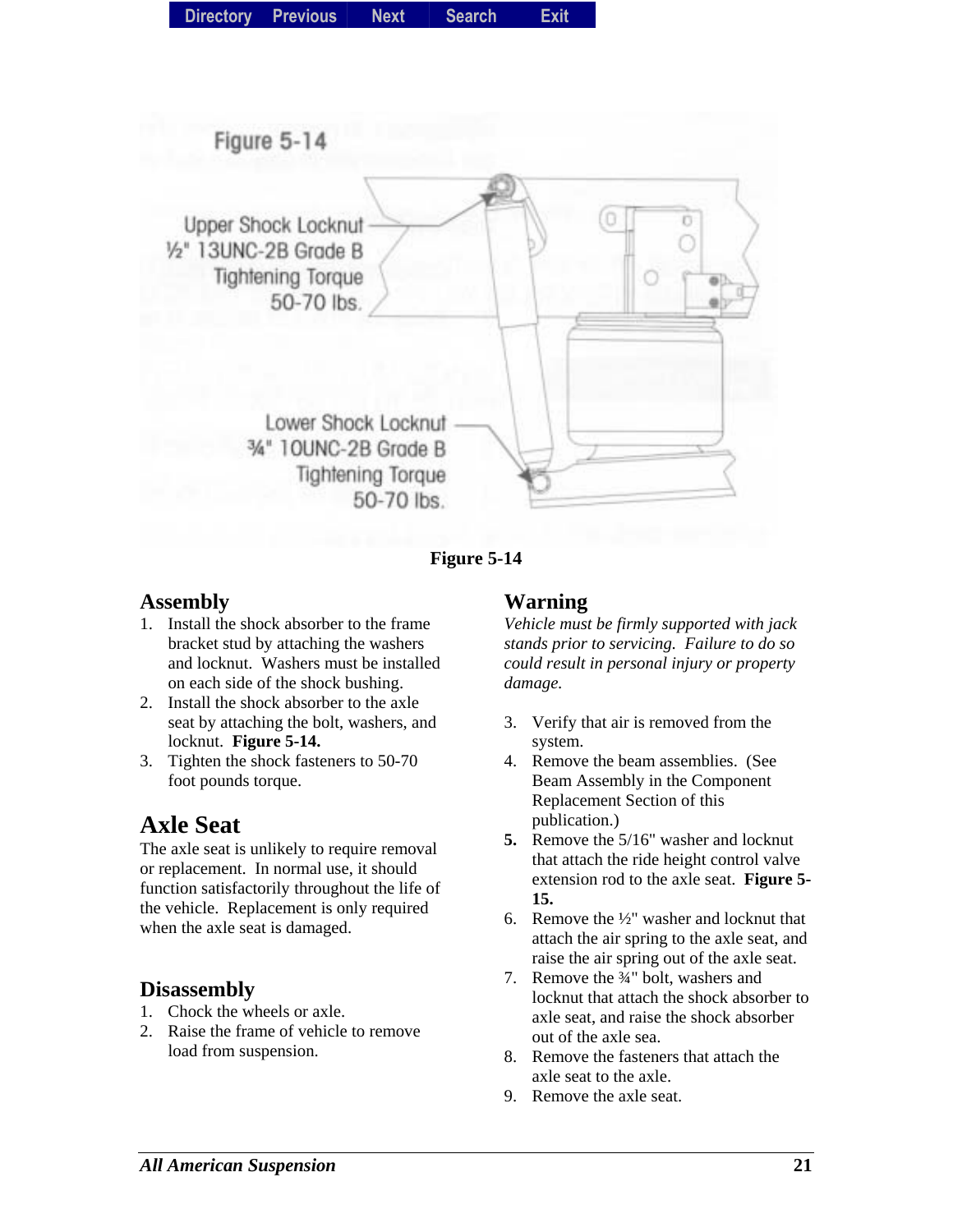Figure 5-14

Upper Shock Locknut
½" 13UNC-2B Grade B
Tightening Torque
50-70 lbs.

Lower Shock Locknut
¾" 10UNC-2B Grade B
Tightening Torque
50-70 lbs.

**Figure 5-14**

### Assembly

1. Install the shock absorber to the frame bracket stud by attaching the washers and locknut. Washers must be installed on each side of the shock bushing.
2. Install the shock absorber to the axle seat by attaching the bolt, washers, and locknut. **Figure 5-14.**
3. Tighten the shock fasteners to 50-70 foot pounds torque.

## Axle Seat

The axle seat is unlikely to require removal or replacement. In normal use, it should function satisfactorily throughout the life of the vehicle. Replacement is only required when the axle seat is damaged.

### Disassembly

1. Chock the wheels or axle.
2. Raise the frame of vehicle to remove load from suspension.

### Warning

*Vehicle must be firmly supported with jack stands prior to servicing. Failure to do so could result in personal injury or property damage.*

3. Verify that air is removed from the system.
4. Remove the beam assemblies. (See Beam Assembly in the Component Replacement Section of this publication.)
5. Remove the 5/16" washer and locknut that attach the ride height control valve extension rod to the axle seat. **Figure 5-15.**
6. Remove the ½" washer and locknut that attach the air spring to the axle seat, and raise the air spring out of the axle seat.
7. Remove the ¾" bolt, washers and locknut that attach the shock absorber to axle seat, and raise the shock absorber out of the axle sea.
8. Remove the fasteners that attach the axle seat to the axle.
9. Remove the axle seat.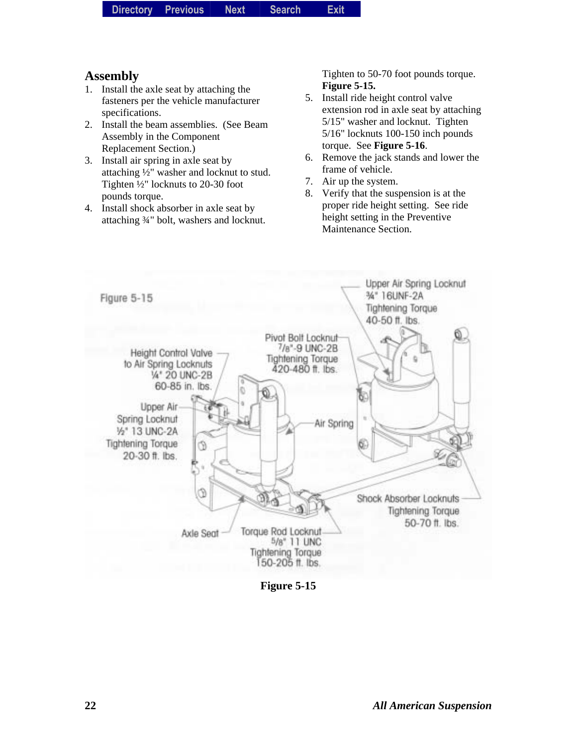## Assembly

1. Install the axle seat by attaching the fasteners per the vehicle manufacturer specifications.
2. Install the beam assemblies. (See Beam Assembly in the Component Replacement Section.)
3. Install air spring in axle seat by attaching ½" washer and locknut to stud. Tighten ½" locknuts to 20-30 foot pounds torque.
4. Install shock absorber in axle seat by attaching ¾" bolt, washers and locknut. Tighten to 50-70 foot pounds torque. **Figure 5-15.**
5. Install ride height control valve extension rod in axle seat by attaching 5/15" washer and locknut. Tighten 5/16" locknuts 100-150 inch pounds torque. See **Figure 5-16**.
6. Remove the jack stands and lower the frame of vehicle.
7. Air up the system.
8. Verify that the suspension is at the proper ride height setting. See ride height setting in the Preventive Maintenance Section.

Figure 5-15

Upper Air Spring Locknut ¾" 16UNF-2A Tightening Torque 40-50 ft. lbs.

Pivot Bolt Locknut 7/8"-9 UNC-2B Tightening Torque 420-480 ft. lbs.

Height Control Valve to Air Spring Locknuts ¼" 20 UNC-2B 60-85 in. lbs.

Upper Air Spring Locknut ½" 13 UNC-2A Tightening Torque 20-30 ft. lbs.

Air Spring

Shock Absorber Locknuts Tightening Torque 50-70 ft. lbs.

Axle Seat

Torque Rod Locknut 5/8" 11 UNC Tightening Torque 150-205 ft. lbs.

**Figure 5-15**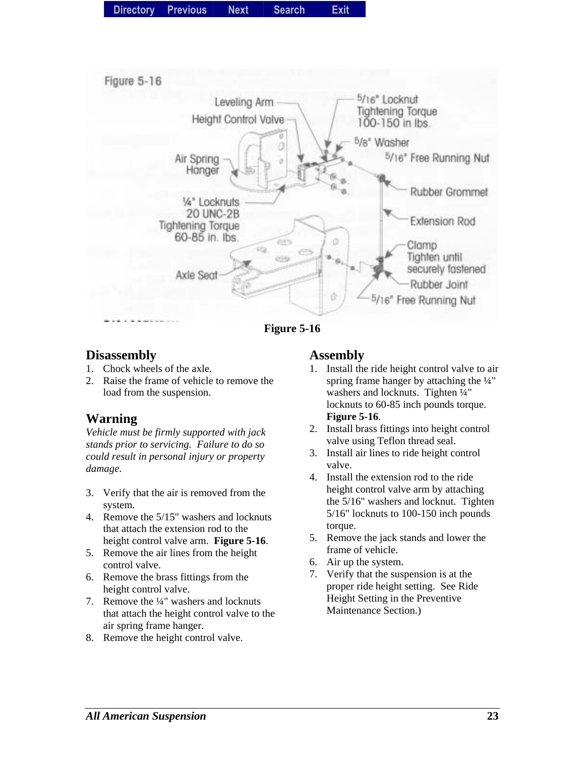Figure 5-16

Leveling Arm

Height Control Valve

Air Spring Hanger

¼" Locknuts 20 UNC-2B Tightening Torque 60-85 in. lbs.

Axle Seat

5/16" Locknut Tightening Torque 100-150 in lbs.

5/8" Washer

5/16" Free Running Nut

Rubber Grommet

Extension Rod

Clamp Tighten until securely fastened

Rubber Joint

5/16" Free Running Nut

**Figure 5-16**

## Disassembly

1. Chock wheels of the axle.
2. Raise the frame of vehicle to remove the load from the suspension.

## Warning

*Vehicle must be firmly supported with jack stands prior to servicing. Failure to do so could result in personal injury or property damage.*

3. Verify that the air is removed from the system.
4. Remove the 5/15" washers and locknuts that attach the extension rod to the height control valve arm. **Figure 5-16**.
5. Remove the air lines from the height control valve.
6. Remove the brass fittings from the height control valve.
7. Remove the ¼" washers and locknuts that attach the height control valve to the air spring frame hanger.
8. Remove the height control valve.

## Assembly

1. Install the ride height control valve to air spring frame hanger by attaching the ¼" washers and locknuts. Tighten ¼" locknuts to 60-85 inch pounds torque. **Figure 5-16**.
2. Install brass fittings into height control valve using Teflon thread seal.
3. Install air lines to ride height control valve.
4. Install the extension rod to the ride height control valve arm by attaching the 5/16" washers and locknut. Tighten 5/16" locknuts to 100-150 inch pounds torque.
5. Remove the jack stands and lower the frame of vehicle.
6. Air up the system.
7. Verify that the suspension is at the proper ride height setting. See Ride Height Setting in the Preventive Maintenance Section.)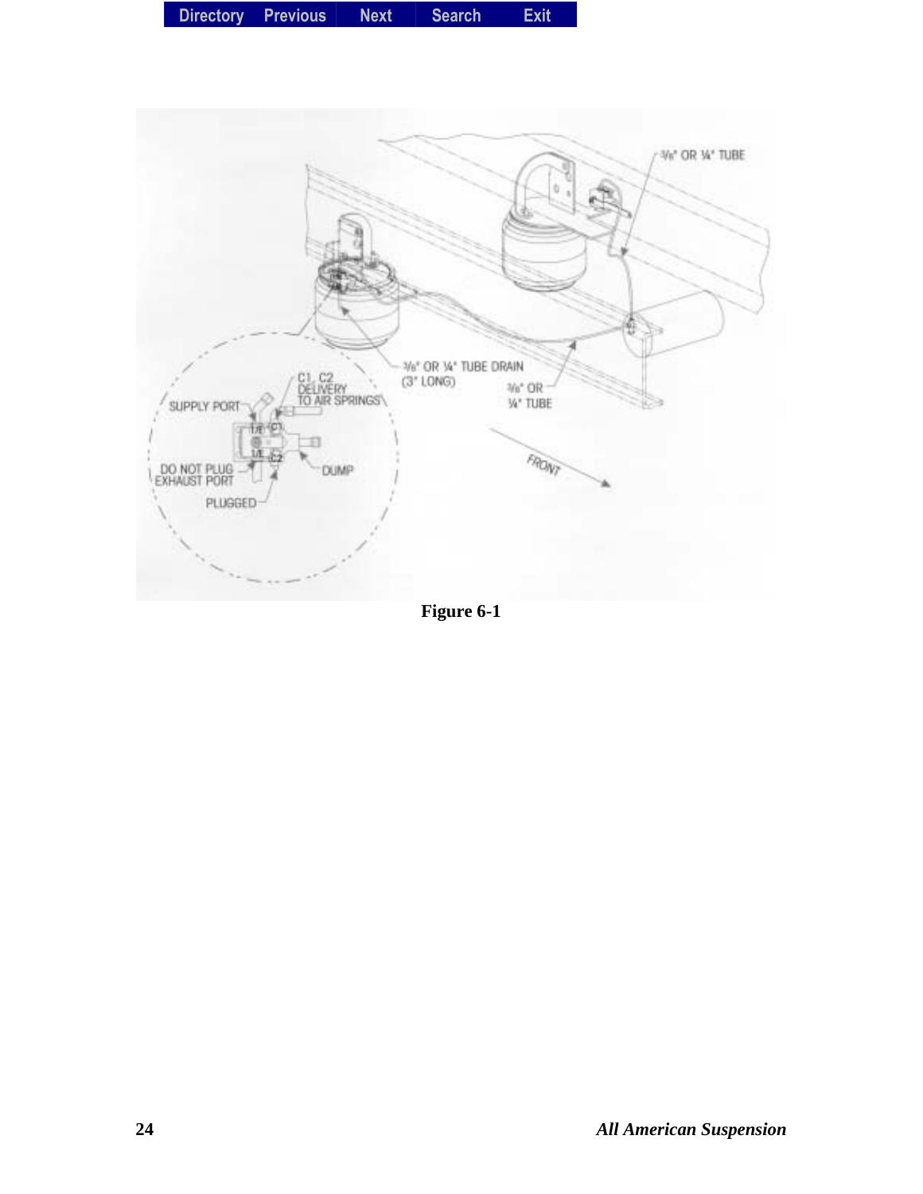Figure 6-1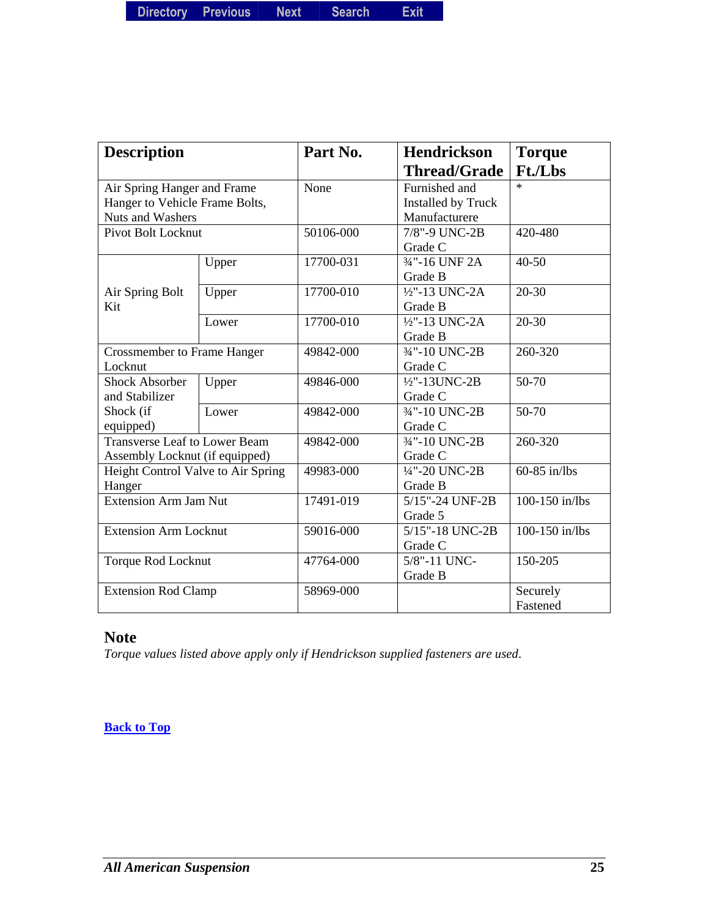| Description | | Part No. | Hendrickson Thread/Grade | Torque Ft./Lbs |
|---|---|---|---|---|
| Air Spring Hanger and Frame Hanger to Vehicle Frame Bolts, Nuts and Washers | | None | Furnished and Installed by Truck Manufacturere | * |
| Pivot Bolt Locknut | | 50106-000 | 7/8"-9 UNC-2B Grade C | 420-480 |
| Air Spring Bolt Kit | Upper | 17700-031 | ¾"-16 UNF 2A Grade B | 40-50 |
| | Upper | 17700-010 | ½"-13 UNC-2A Grade B | 20-30 |
| | Lower | 17700-010 | ½"-13 UNC-2A Grade B | 20-30 |
| Crossmember to Frame Hanger Locknut | | 49842-000 | ¾"-10 UNC-2B Grade C | 260-320 |
| Shock Absorber and Stabilizer Shock (if equipped) | Upper | 49846-000 | ½"-13UNC-2B Grade C | 50-70 |
| | Lower | 49842-000 | ¾"-10 UNC-2B Grade C | 50-70 |
| Transverse Leaf to Lower Beam Assembly Locknut (if equipped) | | 49842-000 | ¾"-10 UNC-2B Grade C | 260-320 |
| Height Control Valve to Air Spring Hanger | | 49983-000 | ¼"-20 UNC-2B Grade B | 60-85 in/lbs |
| Extension Arm Jam Nut | | 17491-019 | 5/15"-24 UNF-2B Grade 5 | 100-150 in/lbs |
| Extension Arm Locknut | | 59016-000 | 5/15"-18 UNC-2B Grade C | 100-150 in/lbs |
| Torque Rod Locknut | | 47764-000 | 5/8"-11 UNC-Grade B | 150-205 |
| Extension Rod Clamp | | 58969-000 | | Securely Fastened |

## Note

*Torque values listed above apply only if Hendrickson supplied fasteners are used*.

Back to Top